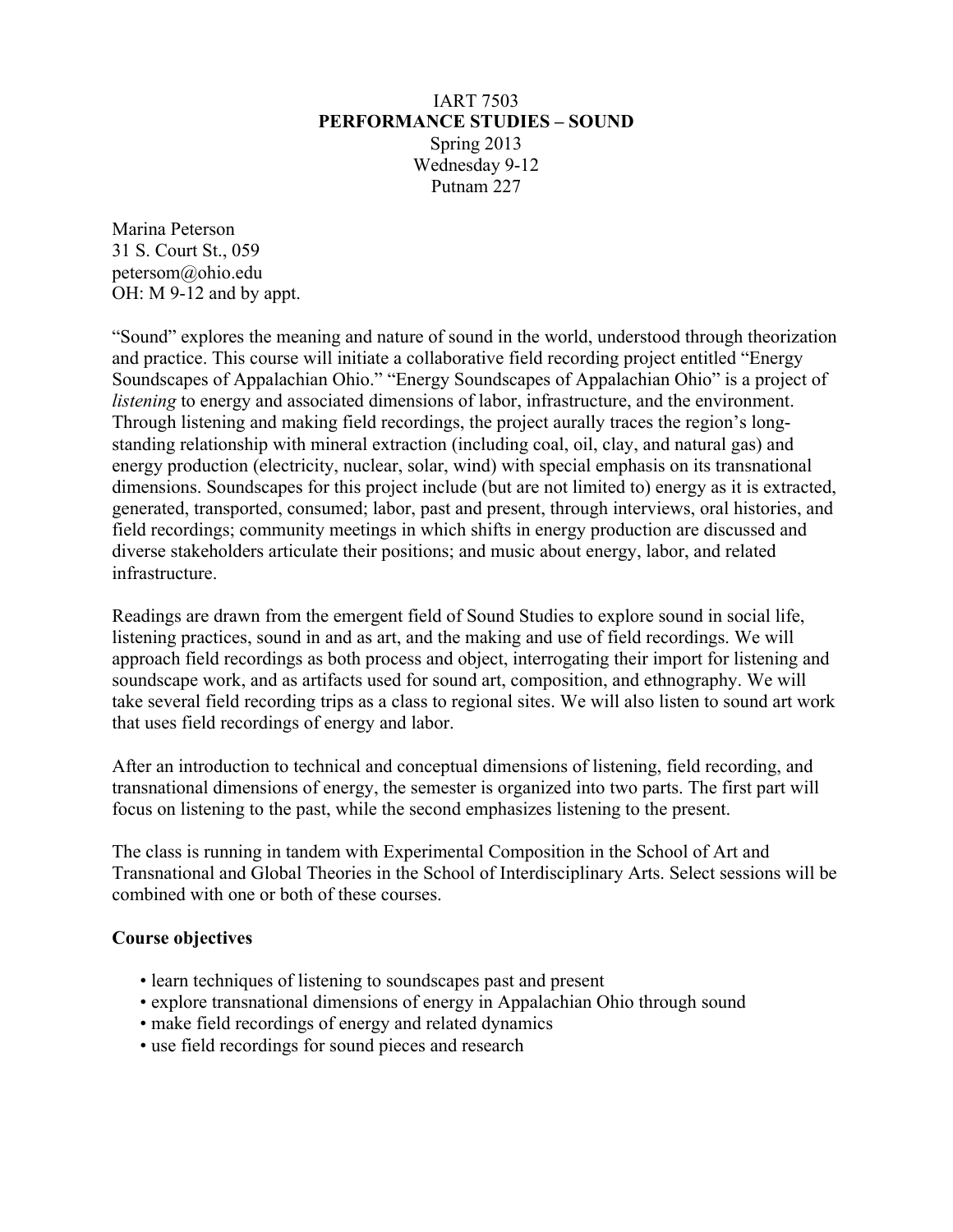# IART 7503
## PERFORMANCE STUDIES – SOUND

Spring 2013
Wednesday 9-12
Putnam 227

Marina Peterson
31 S. Court St., 059
petersom@ohio.edu
OH: M 9-12 and by appt.

"Sound" explores the meaning and nature of sound in the world, understood through theorization and practice. This course will initiate a collaborative field recording project entitled "Energy Soundscapes of Appalachian Ohio." "Energy Soundscapes of Appalachian Ohio" is a project of *listening* to energy and associated dimensions of labor, infrastructure, and the environment. Through listening and making field recordings, the project aurally traces the region's long-standing relationship with mineral extraction (including coal, oil, clay, and natural gas) and energy production (electricity, nuclear, solar, wind) with special emphasis on its transnational dimensions. Soundscapes for this project include (but are not limited to) energy as it is extracted, generated, transported, consumed; labor, past and present, through interviews, oral histories, and field recordings; community meetings in which shifts in energy production are discussed and diverse stakeholders articulate their positions; and music about energy, labor, and related infrastructure.

Readings are drawn from the emergent field of Sound Studies to explore sound in social life, listening practices, sound in and as art, and the making and use of field recordings. We will approach field recordings as both process and object, interrogating their import for listening and soundscape work, and as artifacts used for sound art, composition, and ethnography. We will take several field recording trips as a class to regional sites. We will also listen to sound art work that uses field recordings of energy and labor.

After an introduction to technical and conceptual dimensions of listening, field recording, and transnational dimensions of energy, the semester is organized into two parts. The first part will focus on listening to the past, while the second emphasizes listening to the present.

The class is running in tandem with Experimental Composition in the School of Art and Transnational and Global Theories in the School of Interdisciplinary Arts. Select sessions will be combined with one or both of these courses.

### Course objectives

- learn techniques of listening to soundscapes past and present
- explore transnational dimensions of energy in Appalachian Ohio through sound
- make field recordings of energy and related dynamics
- use field recordings for sound pieces and research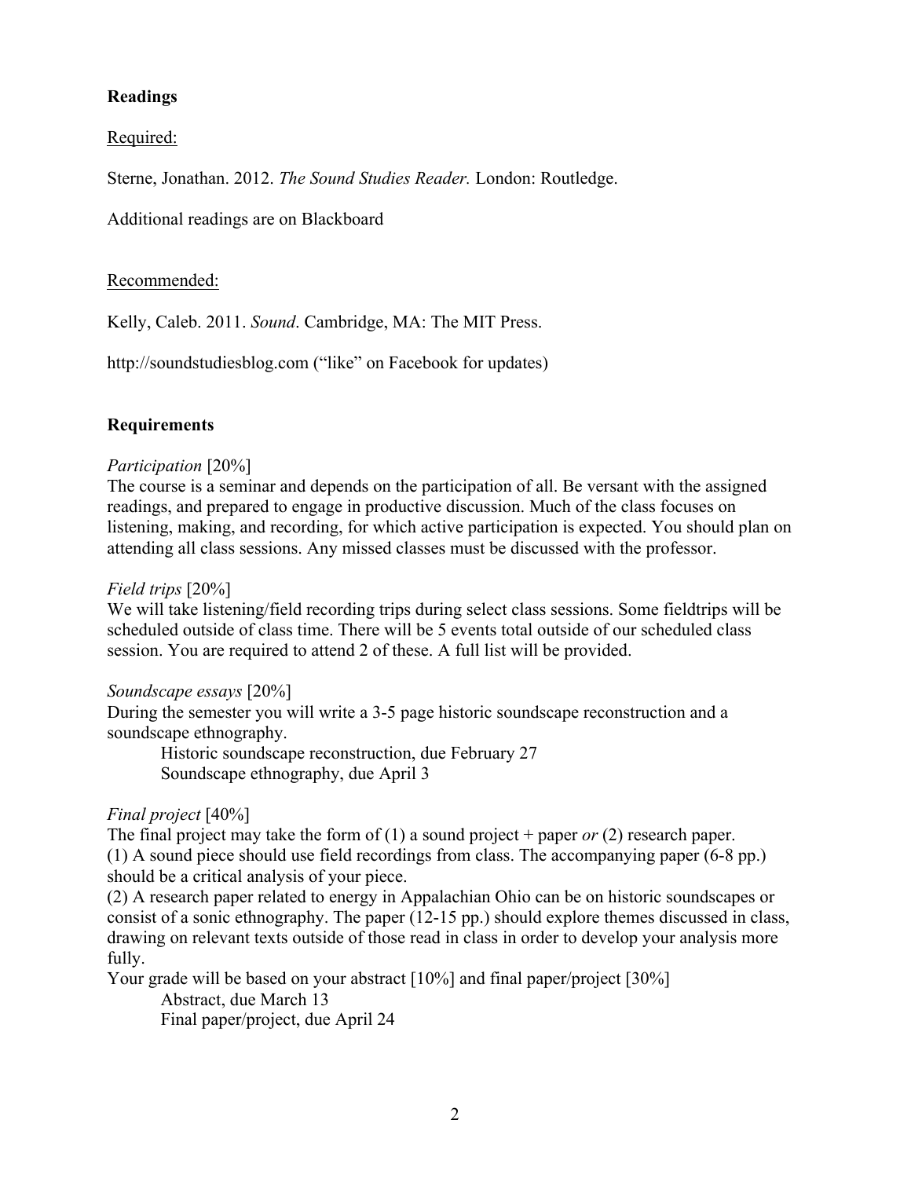## Readings

Required:

Sterne, Jonathan. 2012. *The Sound Studies Reader.* London: Routledge.

Additional readings are on Blackboard

Recommended:

Kelly, Caleb. 2011. *Sound*. Cambridge, MA: The MIT Press.

http://soundstudiesblog.com ("like" on Facebook for updates)

## Requirements

*Participation* [20%]
The course is a seminar and depends on the participation of all. Be versant with the assigned readings, and prepared to engage in productive discussion. Much of the class focuses on listening, making, and recording, for which active participation is expected. You should plan on attending all class sessions. Any missed classes must be discussed with the professor.

*Field trips* [20%]
We will take listening/field recording trips during select class sessions. Some fieldtrips will be scheduled outside of class time. There will be 5 events total outside of our scheduled class session. You are required to attend 2 of these. A full list will be provided.

*Soundscape essays* [20%]
During the semester you will write a 3-5 page historic soundscape reconstruction and a soundscape ethnography.

Historic soundscape reconstruction, due February 27
Soundscape ethnography, due April 3

*Final project* [40%]
The final project may take the form of (1) a sound project + paper *or* (2) research paper.
(1) A sound piece should use field recordings from class. The accompanying paper (6-8 pp.) should be a critical analysis of your piece.
(2) A research paper related to energy in Appalachian Ohio can be on historic soundscapes or consist of a sonic ethnography. The paper (12-15 pp.) should explore themes discussed in class, drawing on relevant texts outside of those read in class in order to develop your analysis more fully.
Your grade will be based on your abstract [10%] and final paper/project [30%]

Abstract, due March 13
Final paper/project, due April 24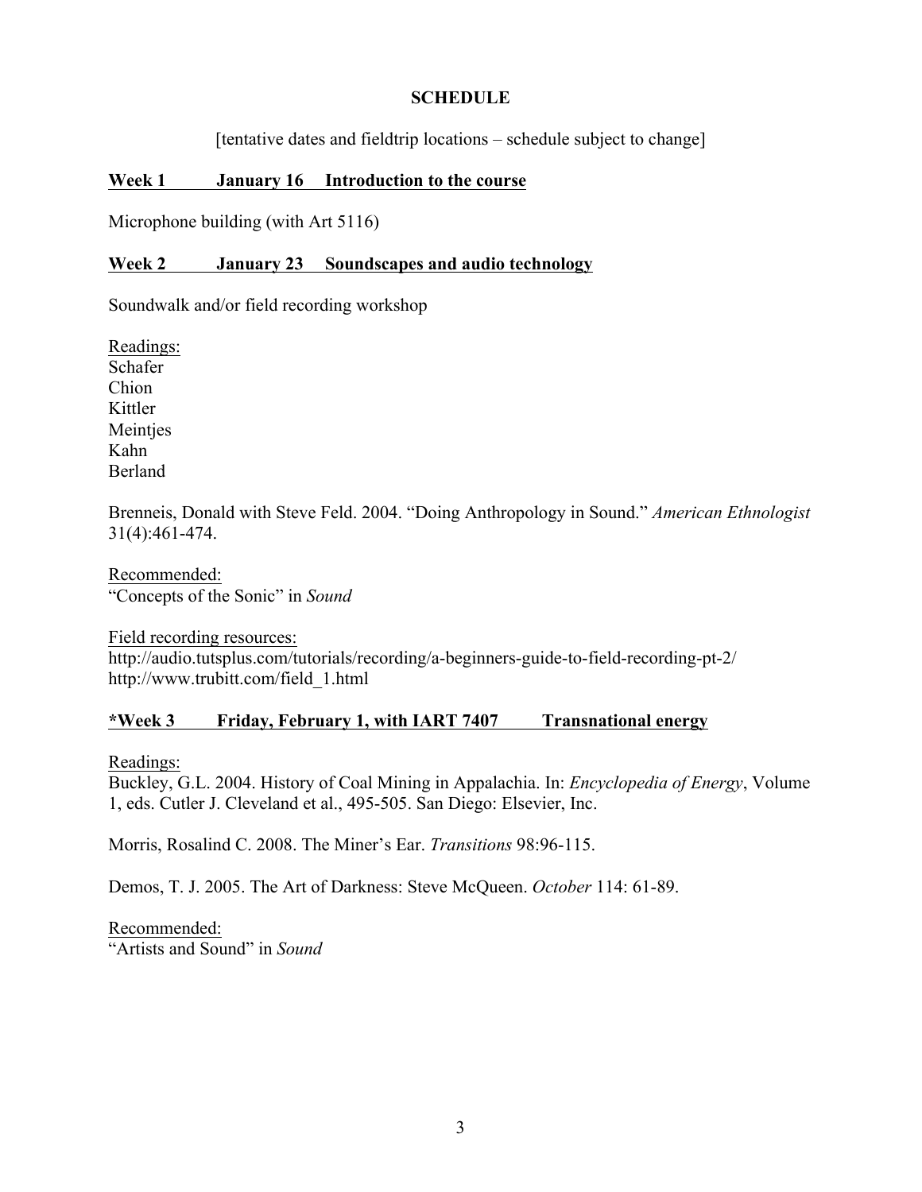**SCHEDULE**

[tentative dates and fieldtrip locations – schedule subject to change]

**Week 1 January 16 Introduction to the course**

Microphone building (with Art 5116)

**Week 2 January 23 Soundscapes and audio technology**

Soundwalk and/or field recording workshop

Readings:
Schafer
Chion
Kittler
Meintjes
Kahn
Berland

Brenneis, Donald with Steve Feld. 2004. "Doing Anthropology in Sound." *American Ethnologist* 31(4):461-474.

Recommended:
"Concepts of the Sonic" in *Sound*

Field recording resources:
http://audio.tutsplus.com/tutorials/recording/a-beginners-guide-to-field-recording-pt-2/
http://www.trubitt.com/field_1.html

**\*Week 3 Friday, February 1, with IART 7407 Transnational energy**

Readings:
Buckley, G.L. 2004. History of Coal Mining in Appalachia. In: *Encyclopedia of Energy*, Volume 1, eds. Cutler J. Cleveland et al., 495-505. San Diego: Elsevier, Inc.

Morris, Rosalind C. 2008. The Miner's Ear. *Transitions* 98:96-115.

Demos, T. J. 2005. The Art of Darkness: Steve McQueen. *October* 114: 61-89.

Recommended:
"Artists and Sound" in *Sound*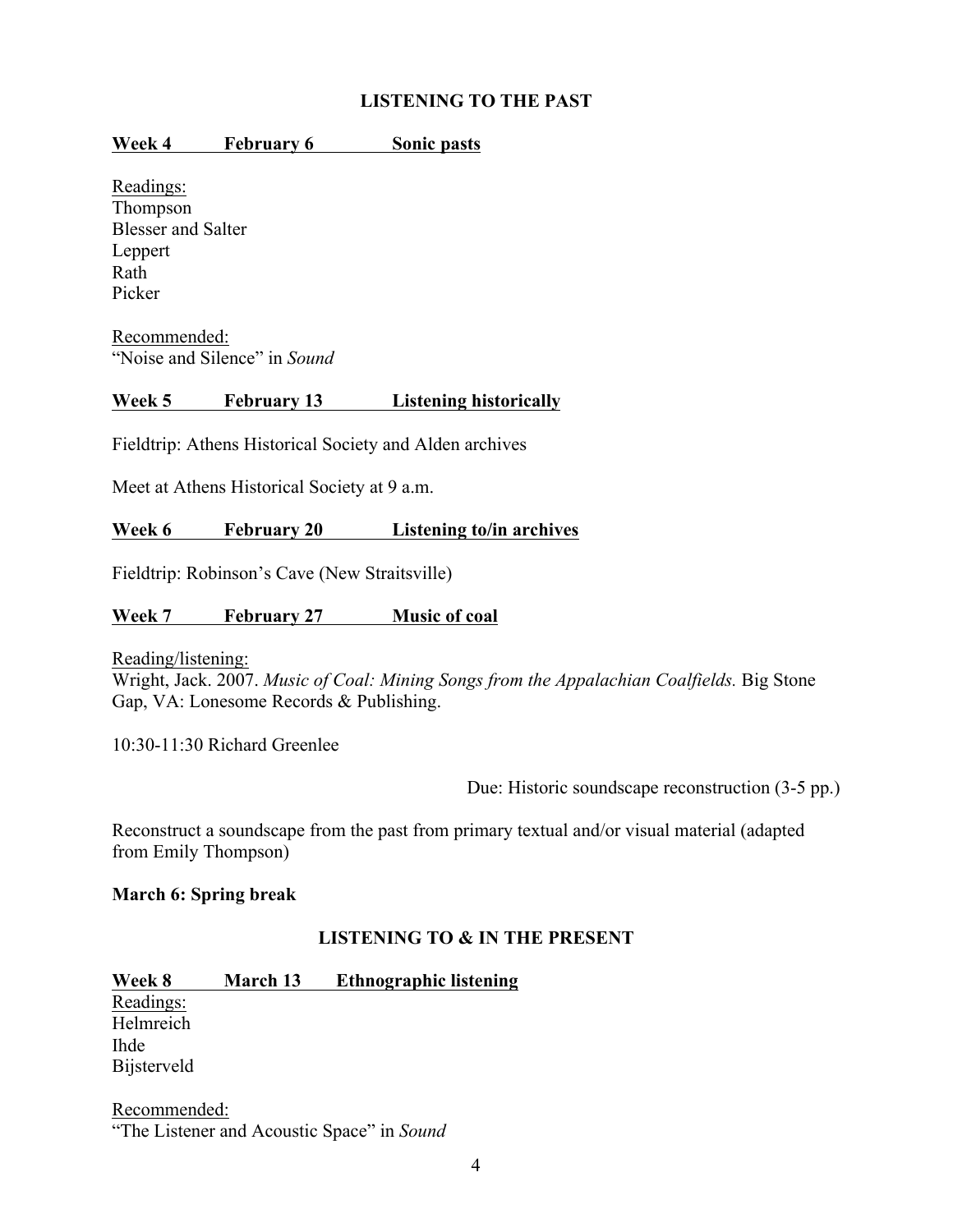## LISTENING TO THE PAST

### Week 4 February 6 Sonic pasts

Readings:
Thompson
Blesser and Salter
Leppert
Rath
Picker

Recommended:
"Noise and Silence" in *Sound*

### Week 5 February 13 Listening historically

Fieldtrip: Athens Historical Society and Alden archives

Meet at Athens Historical Society at 9 a.m.

### Week 6 February 20 Listening to/in archives

Fieldtrip: Robinson's Cave (New Straitsville)

### Week 7 February 27 Music of coal

Reading/listening:
Wright, Jack. 2007. *Music of Coal: Mining Songs from the Appalachian Coalfields.* Big Stone Gap, VA: Lonesome Records & Publishing.

10:30-11:30 Richard Greenlee

Due: Historic soundscape reconstruction (3-5 pp.)

Reconstruct a soundscape from the past from primary textual and/or visual material (adapted from Emily Thompson)

**March 6: Spring break**

## LISTENING TO & IN THE PRESENT

### Week 8 March 13 Ethnographic listening

Readings:
Helmreich
Ihde
Bijsterveld

Recommended:
"The Listener and Acoustic Space" in *Sound*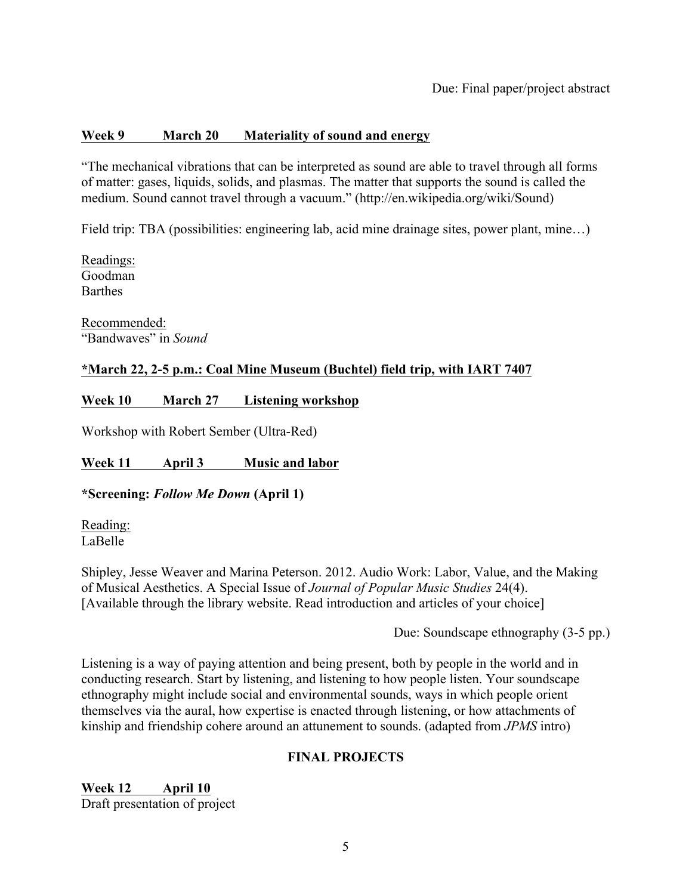Due: Final paper/project abstract

**<u>Week 9 March 20 Materiality of sound and energy</u>**

"The mechanical vibrations that can be interpreted as sound are able to travel through all forms of matter: gases, liquids, solids, and plasmas. The matter that supports the sound is called the medium. Sound cannot travel through a vacuum." (http://en.wikipedia.org/wiki/Sound)

Field trip: TBA (possibilities: engineering lab, acid mine drainage sites, power plant, mine…)

<u>Readings:</u>
Goodman
Barthes

<u>Recommended:</u>
"Bandwaves" in *Sound*

**<u>*March 22, 2-5 p.m.: Coal Mine Museum (Buchtel) field trip, with IART 7407</u>**

**<u>Week 10 March 27 Listening workshop</u>**

Workshop with Robert Sember (Ultra-Red)

**<u>Week 11 April 3 Music and labor</u>**

***Screening: *Follow Me Down* (April 1)**

<u>Reading:</u>
LaBelle

Shipley, Jesse Weaver and Marina Peterson. 2012. Audio Work: Labor, Value, and the Making of Musical Aesthetics. A Special Issue of *Journal of Popular Music Studies* 24(4). [Available through the library website. Read introduction and articles of your choice]

Due: Soundscape ethnography (3-5 pp.)

Listening is a way of paying attention and being present, both by people in the world and in conducting research. Start by listening, and listening to how people listen. Your soundscape ethnography might include social and environmental sounds, ways in which people orient themselves via the aural, how expertise is enacted through listening, or how attachments of kinship and friendship cohere around an attunement to sounds. (adapted from *JPMS* intro)

## FINAL PROJECTS

**<u>Week 12 April 10</u>**
Draft presentation of project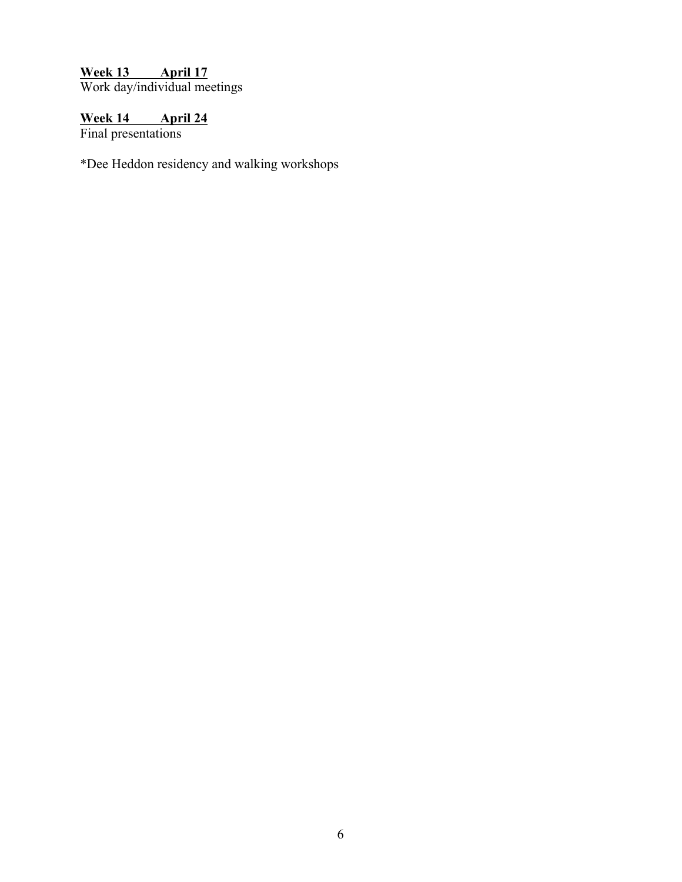**<u>Week 13        April 17</u>**
Work day/individual meetings

**<u>Week 14        April 24</u>**
Final presentations

*Dee Heddon residency and walking workshops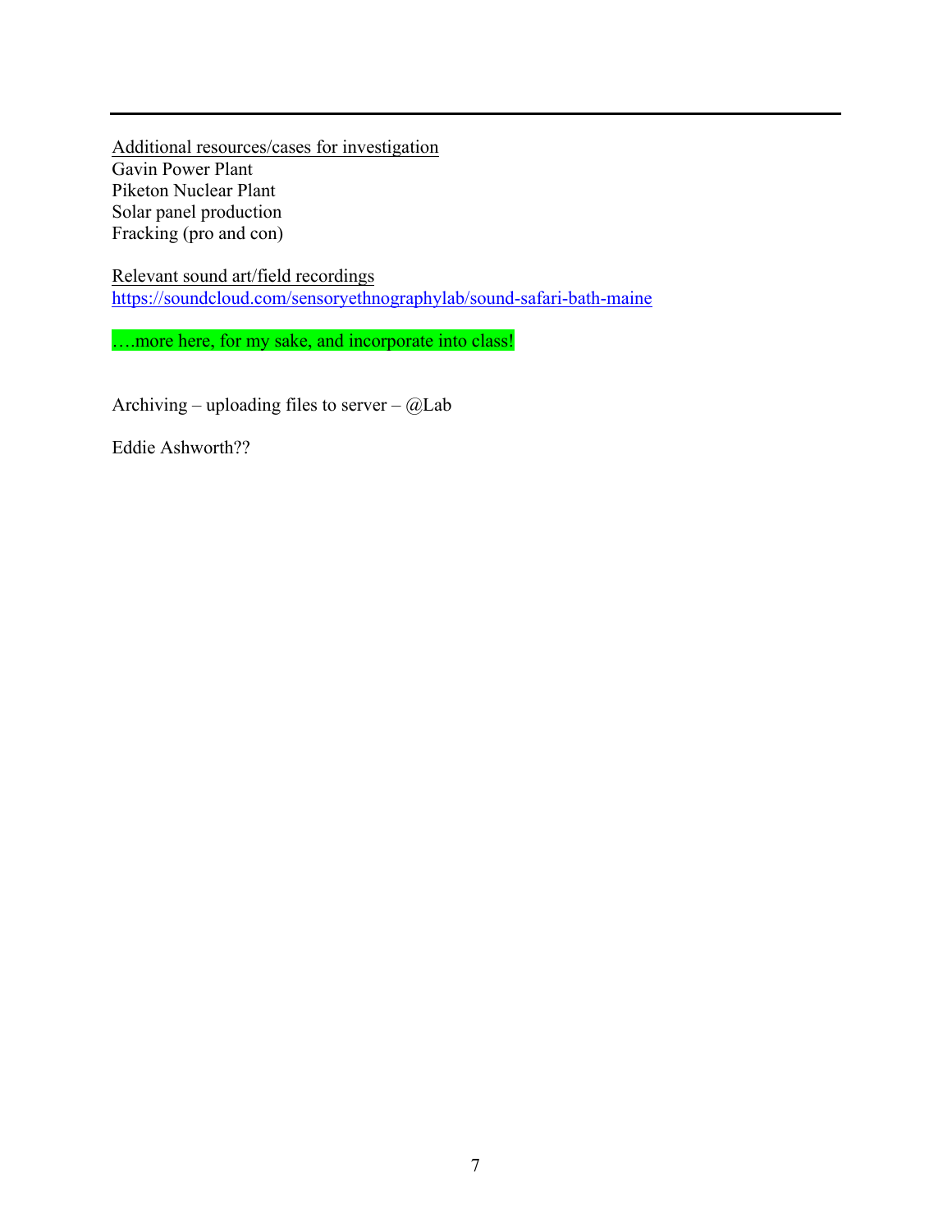---

Additional resources/cases for investigation
Gavin Power Plant
Piketon Nuclear Plant
Solar panel production
Fracking (pro and con)

Relevant sound art/field recordings
https://soundcloud.com/sensoryethnographylab/sound-safari-bath-maine

….more here, for my sake, and incorporate into class!

Archiving – uploading files to server – @Lab

Eddie Ashworth??